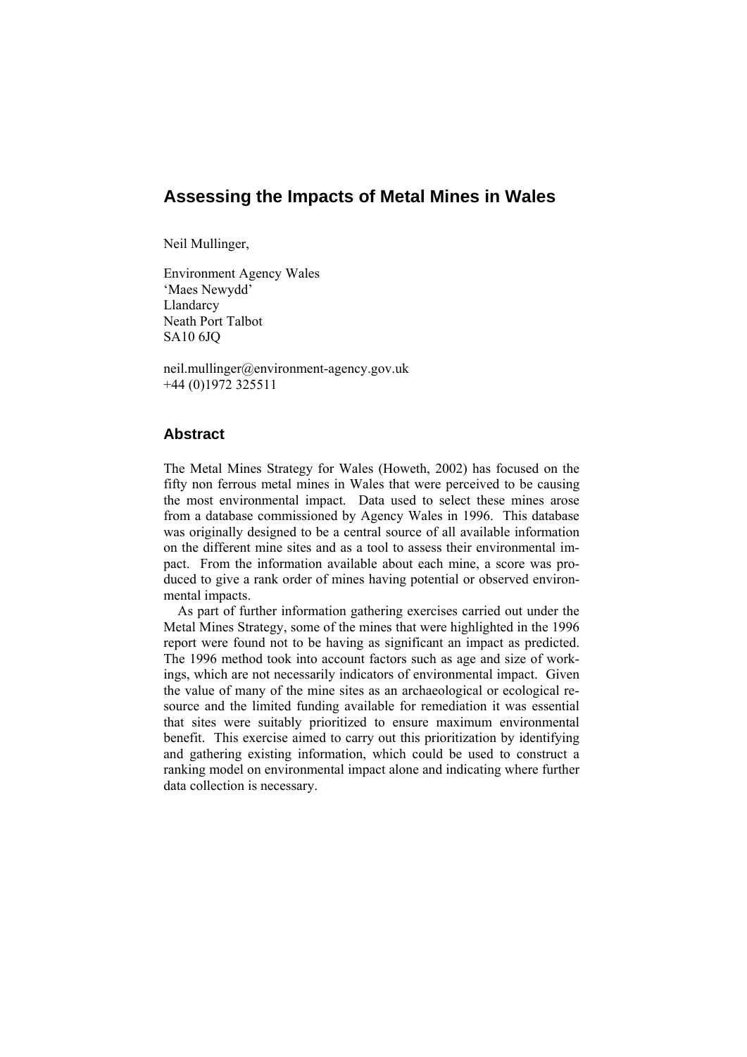# Assessing the Impacts of Metal Mines in Wales

Neil Mullinger,

Environment Agency Wales  
'Maes Newydd'  
Llandarcy  
Neath Port Talbot  
SA10 6JQ

neil.mullinger@environment-agency.gov.uk  
+44 (0)1972 325511

## Abstract

The Metal Mines Strategy for Wales (Howeth, 2002) has focused on the fifty non ferrous metal mines in Wales that were perceived to be causing the most environmental impact. Data used to select these mines arose from a database commissioned by Agency Wales in 1996. This database was originally designed to be a central source of all available information on the different mine sites and as a tool to assess their environmental impact. From the information available about each mine, a score was produced to give a rank order of mines having potential or observed environmental impacts.

As part of further information gathering exercises carried out under the Metal Mines Strategy, some of the mines that were highlighted in the 1996 report were found not to be having as significant an impact as predicted. The 1996 method took into account factors such as age and size of workings, which are not necessarily indicators of environmental impact. Given the value of many of the mine sites as an archaeological or ecological resource and the limited funding available for remediation it was essential that sites were suitably prioritized to ensure maximum environmental benefit. This exercise aimed to carry out this prioritization by identifying and gathering existing information, which could be used to construct a ranking model on environmental impact alone and indicating where further data collection is necessary.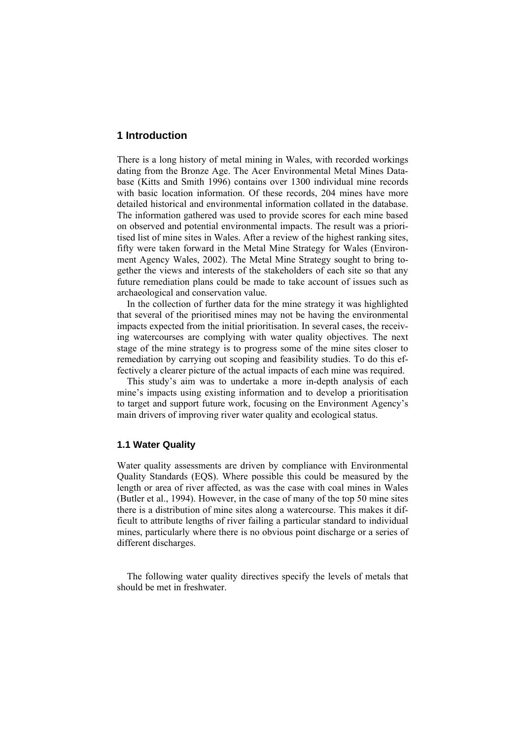# 1 Introduction

There is a long history of metal mining in Wales, with recorded workings dating from the Bronze Age. The Acer Environmental Metal Mines Database (Kitts and Smith 1996) contains over 1300 individual mine records with basic location information. Of these records, 204 mines have more detailed historical and environmental information collated in the database. The information gathered was used to provide scores for each mine based on observed and potential environmental impacts. The result was a prioritised list of mine sites in Wales. After a review of the highest ranking sites, fifty were taken forward in the Metal Mine Strategy for Wales (Environment Agency Wales, 2002). The Metal Mine Strategy sought to bring together the views and interests of the stakeholders of each site so that any future remediation plans could be made to take account of issues such as archaeological and conservation value.

In the collection of further data for the mine strategy it was highlighted that several of the prioritised mines may not be having the environmental impacts expected from the initial prioritisation. In several cases, the receiving watercourses are complying with water quality objectives. The next stage of the mine strategy is to progress some of the mine sites closer to remediation by carrying out scoping and feasibility studies. To do this effectively a clearer picture of the actual impacts of each mine was required.

This study's aim was to undertake a more in-depth analysis of each mine's impacts using existing information and to develop a prioritisation to target and support future work, focusing on the Environment Agency's main drivers of improving river water quality and ecological status.

## 1.1 Water Quality

Water quality assessments are driven by compliance with Environmental Quality Standards (EQS). Where possible this could be measured by the length or area of river affected, as was the case with coal mines in Wales (Butler et al., 1994). However, in the case of many of the top 50 mine sites there is a distribution of mine sites along a watercourse. This makes it difficult to attribute lengths of river failing a particular standard to individual mines, particularly where there is no obvious point discharge or a series of different discharges.

The following water quality directives specify the levels of metals that should be met in freshwater.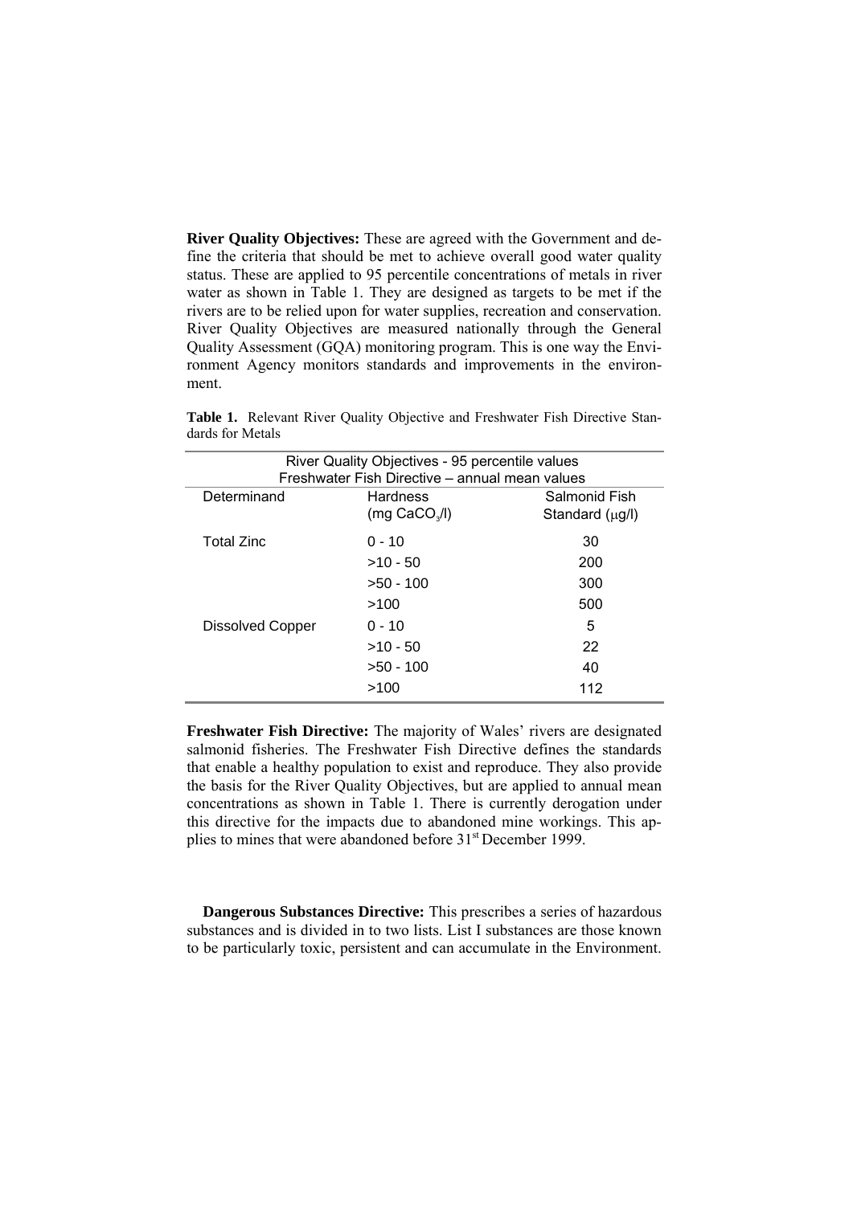**River Quality Objectives:** These are agreed with the Government and define the criteria that should be met to achieve overall good water quality status. These are applied to 95 percentile concentrations of metals in river water as shown in Table 1. They are designed as targets to be met if the rivers are to be relied upon for water supplies, recreation and conservation. River Quality Objectives are measured nationally through the General Quality Assessment (GQA) monitoring program. This is one way the Environment Agency monitors standards and improvements in the environment.

**Table 1.** Relevant River Quality Objective and Freshwater Fish Directive Standards for Metals

| River Quality Objectives - 95 percentile values<br>Freshwater Fish Directive – annual mean values | | |
|---|---|---|
| Determinand | Hardness ($mg\ CaCO_3/l$) | Salmonid Fish Standard ($\mu g/l$) |
| Total Zinc | 0 - 10 | 30 |
| | >10 - 50 | 200 |
| | >50 - 100 | 300 |
| | >100 | 500 |
| Dissolved Copper | 0 - 10 | 5 |
| | >10 - 50 | 22 |
| | >50 - 100 | 40 |
| | >100 | 112 |

**Freshwater Fish Directive:** The majority of Wales' rivers are designated salmonid fisheries. The Freshwater Fish Directive defines the standards that enable a healthy population to exist and reproduce. They also provide the basis for the River Quality Objectives, but are applied to annual mean concentrations as shown in Table 1. There is currently derogation under this directive for the impacts due to abandoned mine workings. This applies to mines that were abandoned before 31st December 1999.

**Dangerous Substances Directive:** This prescribes a series of hazardous substances and is divided in to two lists. List I substances are those known to be particularly toxic, persistent and can accumulate in the Environment.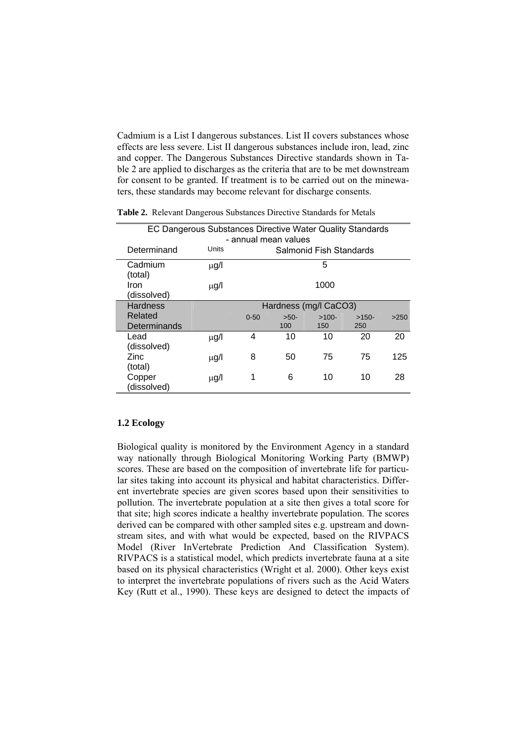Cadmium is a List I dangerous substances. List II covers substances whose effects are less severe. List II dangerous substances include iron, lead, zinc and copper. The Dangerous Substances Directive standards shown in Table 2 are applied to discharges as the criteria that are to be met downstream for consent to be granted. If treatment is to be carried out on the minewaters, these standards may become relevant for discharge consents.

**Table 2.** Relevant Dangerous Substances Directive Standards for Metals

| EC Dangerous Substances Directive Water Quality Standards - annual mean values | | | | | | |
|---|---|---|---|---|---|---|
| Determinand | Units | Salmonid Fish Standards | | | | |
| Cadmium (total) | μg/l | 5 | | | | |
| Iron (dissolved) | μg/l | 1000 | | | | |
| Hardness Related Determinands | | Hardness (mg/l CaCO3) | | | | |
| | | 0-50 | >50-100 | >100-150 | >150-250 | >250 |
| Lead (dissolved) | μg/l | 4 | 10 | 10 | 20 | 20 |
| Zinc (total) | μg/l | 8 | 50 | 75 | 75 | 125 |
| Copper (dissolved) | μg/l | 1 | 6 | 10 | 10 | 28 |

### 1.2 Ecology

Biological quality is monitored by the Environment Agency in a standard way nationally through Biological Monitoring Working Party (BMWP) scores. These are based on the composition of invertebrate life for particular sites taking into account its physical and habitat characteristics. Different invertebrate species are given scores based upon their sensitivities to pollution. The invertebrate population at a site then gives a total score for that site; high scores indicate a healthy invertebrate population. The scores derived can be compared with other sampled sites e.g. upstream and downstream sites, and with what would be expected, based on the RIVPACS Model (River InVertebrate Prediction And Classification System). RIVPACS is a statistical model, which predicts invertebrate fauna at a site based on its physical characteristics (Wright et al. 2000). Other keys exist to interpret the invertebrate populations of rivers such as the Acid Waters Key (Rutt et al., 1990). These keys are designed to detect the impacts of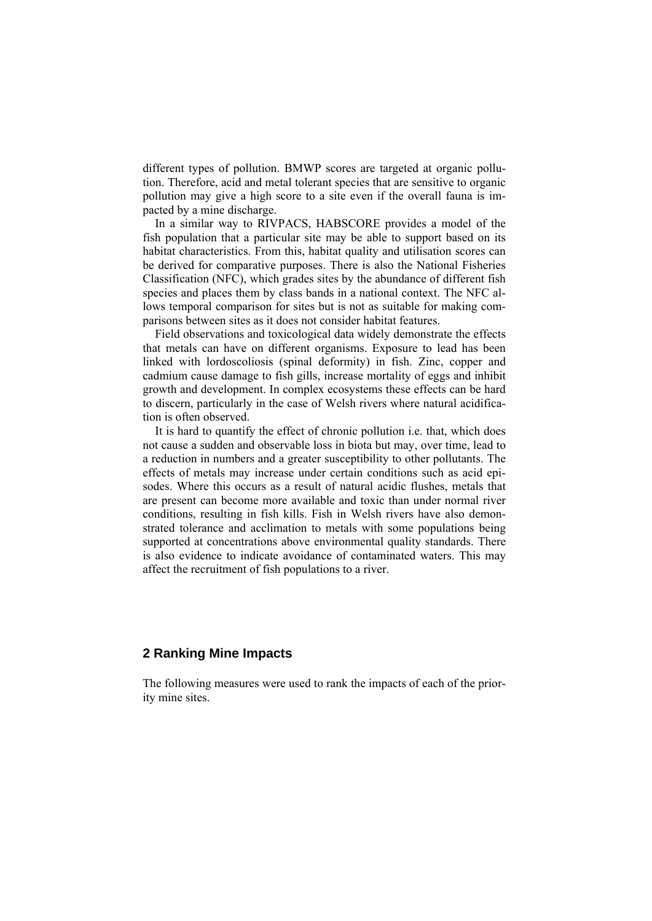different types of pollution. BMWP scores are targeted at organic pollution. Therefore, acid and metal tolerant species that are sensitive to organic pollution may give a high score to a site even if the overall fauna is impacted by a mine discharge.

In a similar way to RIVPACS, HABSCORE provides a model of the fish population that a particular site may be able to support based on its habitat characteristics. From this, habitat quality and utilisation scores can be derived for comparative purposes. There is also the National Fisheries Classification (NFC), which grades sites by the abundance of different fish species and places them by class bands in a national context. The NFC allows temporal comparison for sites but is not as suitable for making comparisons between sites as it does not consider habitat features.

Field observations and toxicological data widely demonstrate the effects that metals can have on different organisms. Exposure to lead has been linked with lordoscoliosis (spinal deformity) in fish. Zinc, copper and cadmium cause damage to fish gills, increase mortality of eggs and inhibit growth and development. In complex ecosystems these effects can be hard to discern, particularly in the case of Welsh rivers where natural acidification is often observed.

It is hard to quantify the effect of chronic pollution i.e. that, which does not cause a sudden and observable loss in biota but may, over time, lead to a reduction in numbers and a greater susceptibility to other pollutants. The effects of metals may increase under certain conditions such as acid episodes. Where this occurs as a result of natural acidic flushes, metals that are present can become more available and toxic than under normal river conditions, resulting in fish kills. Fish in Welsh rivers have also demonstrated tolerance and acclimation to metals with some populations being supported at concentrations above environmental quality standards. There is also evidence to indicate avoidance of contaminated waters. This may affect the recruitment of fish populations to a river.

## 2 Ranking Mine Impacts

The following measures were used to rank the impacts of each of the priority mine sites.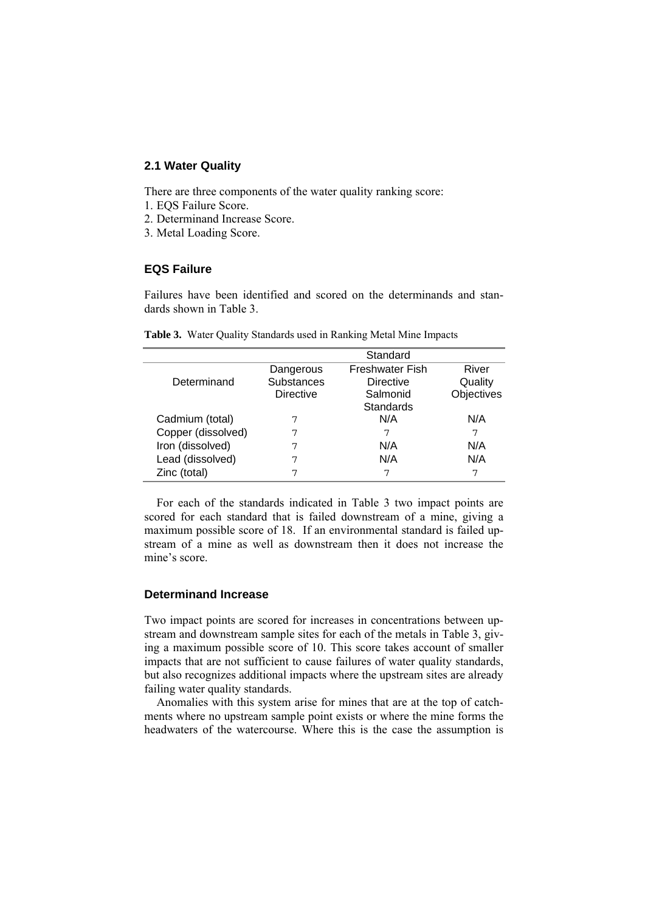### 2.1 Water Quality

There are three components of the water quality ranking score:

1. EQS Failure Score.
2. Determinand Increase Score.
3. Metal Loading Score.

#### EQS Failure

Failures have been identified and scored on the determinands and standards shown in Table 3.

**Table 3.** Water Quality Standards used in Ranking Metal Mine Impacts

| | Standard | | |
|---|---|---|---|
| Determinand | Dangerous Substances Directive | Freshwater Fish Directive Salmonid Standards | River Quality Objectives |
| Cadmium (total) | 7 | N/A | N/A |
| Copper (dissolved) | 7 | 7 | 7 |
| Iron (dissolved) | 7 | N/A | N/A |
| Lead (dissolved) | 7 | N/A | N/A |
| Zinc (total) | 7 | 7 | 7 |

For each of the standards indicated in Table 3 two impact points are scored for each standard that is failed downstream of a mine, giving a maximum possible score of 18. If an environmental standard is failed upstream of a mine as well as downstream then it does not increase the mine's score.

#### Determinand Increase

Two impact points are scored for increases in concentrations between upstream and downstream sample sites for each of the metals in Table 3, giving a maximum possible score of 10. This score takes account of smaller impacts that are not sufficient to cause failures of water quality standards, but also recognizes additional impacts where the upstream sites are already failing water quality standards.

Anomalies with this system arise for mines that are at the top of catchments where no upstream sample point exists or where the mine forms the headwaters of the watercourse. Where this is the case the assumption is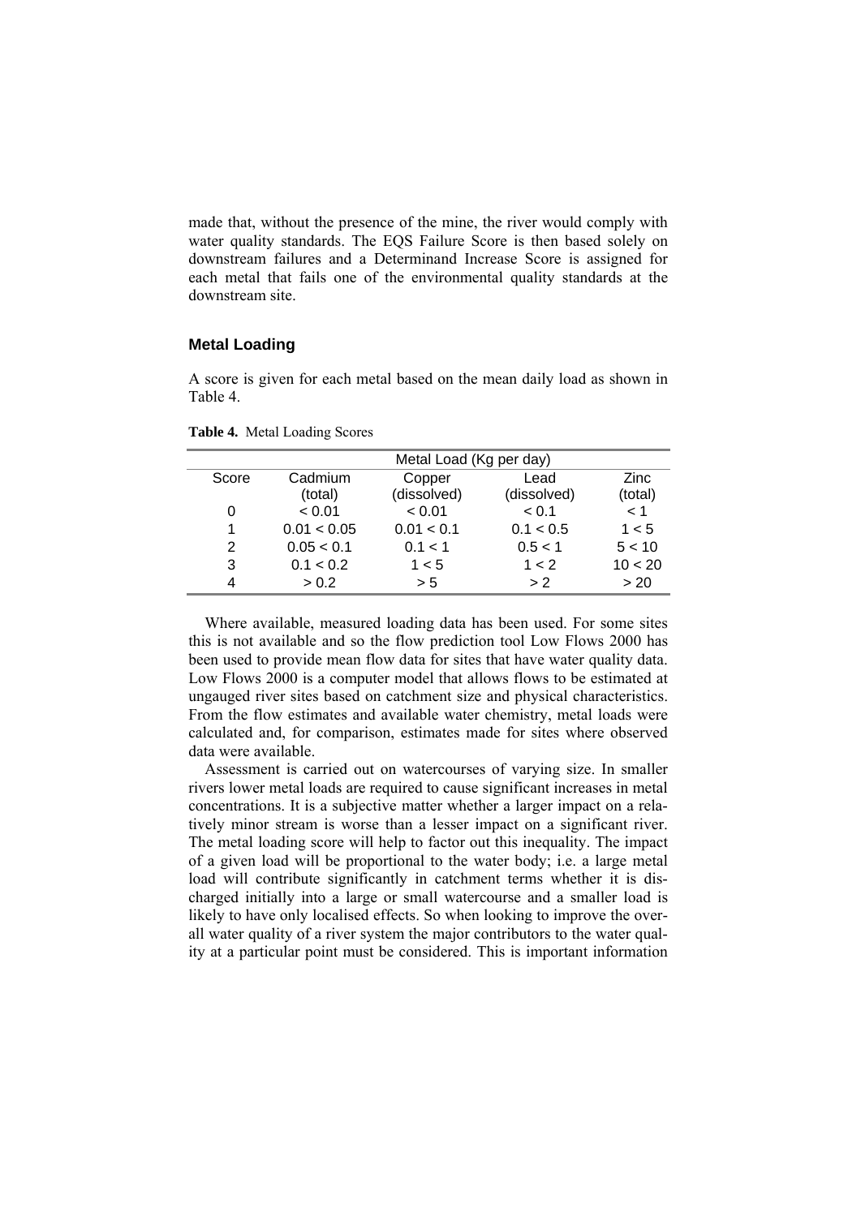made that, without the presence of the mine, the river would comply with water quality standards. The EQS Failure Score is then based solely on downstream failures and a Determinand Increase Score is assigned for each metal that fails one of the environmental quality standards at the downstream site.

## Metal Loading

A score is given for each metal based on the mean daily load as shown in Table 4.

**Table 4.** Metal Loading Scores

| | Metal Load (Kg per day) | | | |
|---|---|---|---|---|
| Score | Cadmium (total) | Copper (dissolved) | Lead (dissolved) | Zinc (total) |
| 0 | < 0.01 | < 0.01 | < 0.1 | < 1 |
| 1 | 0.01 < 0.05 | 0.01 < 0.1 | 0.1 < 0.5 | 1 < 5 |
| 2 | 0.05 < 0.1 | 0.1 < 1 | 0.5 < 1 | 5 < 10 |
| 3 | 0.1 < 0.2 | 1 < 5 | 1 < 2 | 10 < 20 |
| 4 | > 0.2 | > 5 | > 2 | > 20 |

Where available, measured loading data has been used. For some sites this is not available and so the flow prediction tool Low Flows 2000 has been used to provide mean flow data for sites that have water quality data. Low Flows 2000 is a computer model that allows flows to be estimated at ungauged river sites based on catchment size and physical characteristics. From the flow estimates and available water chemistry, metal loads were calculated and, for comparison, estimates made for sites where observed data were available.

Assessment is carried out on watercourses of varying size. In smaller rivers lower metal loads are required to cause significant increases in metal concentrations. It is a subjective matter whether a larger impact on a relatively minor stream is worse than a lesser impact on a significant river. The metal loading score will help to factor out this inequality. The impact of a given load will be proportional to the water body; i.e. a large metal load will contribute significantly in catchment terms whether it is discharged initially into a large or small watercourse and a smaller load is likely to have only localised effects. So when looking to improve the overall water quality of a river system the major contributors to the water quality at a particular point must be considered. This is important information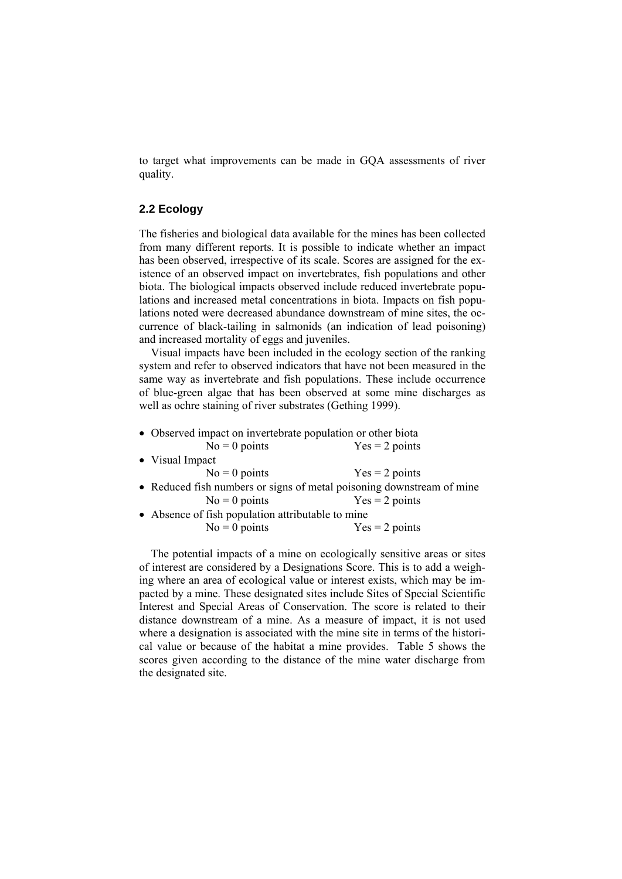to target what improvements can be made in GQA assessments of river quality.

### 2.2 Ecology

The fisheries and biological data available for the mines has been collected from many different reports. It is possible to indicate whether an impact has been observed, irrespective of its scale. Scores are assigned for the existence of an observed impact on invertebrates, fish populations and other biota. The biological impacts observed include reduced invertebrate populations and increased metal concentrations in biota. Impacts on fish populations noted were decreased abundance downstream of mine sites, the occurrence of black-tailing in salmonids (an indication of lead poisoning) and increased mortality of eggs and juveniles.

Visual impacts have been included in the ecology section of the ranking system and refer to observed indicators that have not been measured in the same way as invertebrate and fish populations. These include occurrence of blue-green algae that has been observed at some mine discharges as well as ochre staining of river substrates (Gething 1999).

- Observed impact on invertebrate population or other biota
  No = 0 points Yes = 2 points
- Visual Impact
  No = 0 points Yes = 2 points
- Reduced fish numbers or signs of metal poisoning downstream of mine
  No = 0 points Yes = 2 points
- Absence of fish population attributable to mine
  No = 0 points Yes = 2 points

The potential impacts of a mine on ecologically sensitive areas or sites of interest are considered by a Designations Score. This is to add a weighing where an area of ecological value or interest exists, which may be impacted by a mine. These designated sites include Sites of Special Scientific Interest and Special Areas of Conservation. The score is related to their distance downstream of a mine. As a measure of impact, it is not used where a designation is associated with the mine site in terms of the historical value or because of the habitat a mine provides. Table 5 shows the scores given according to the distance of the mine water discharge from the designated site.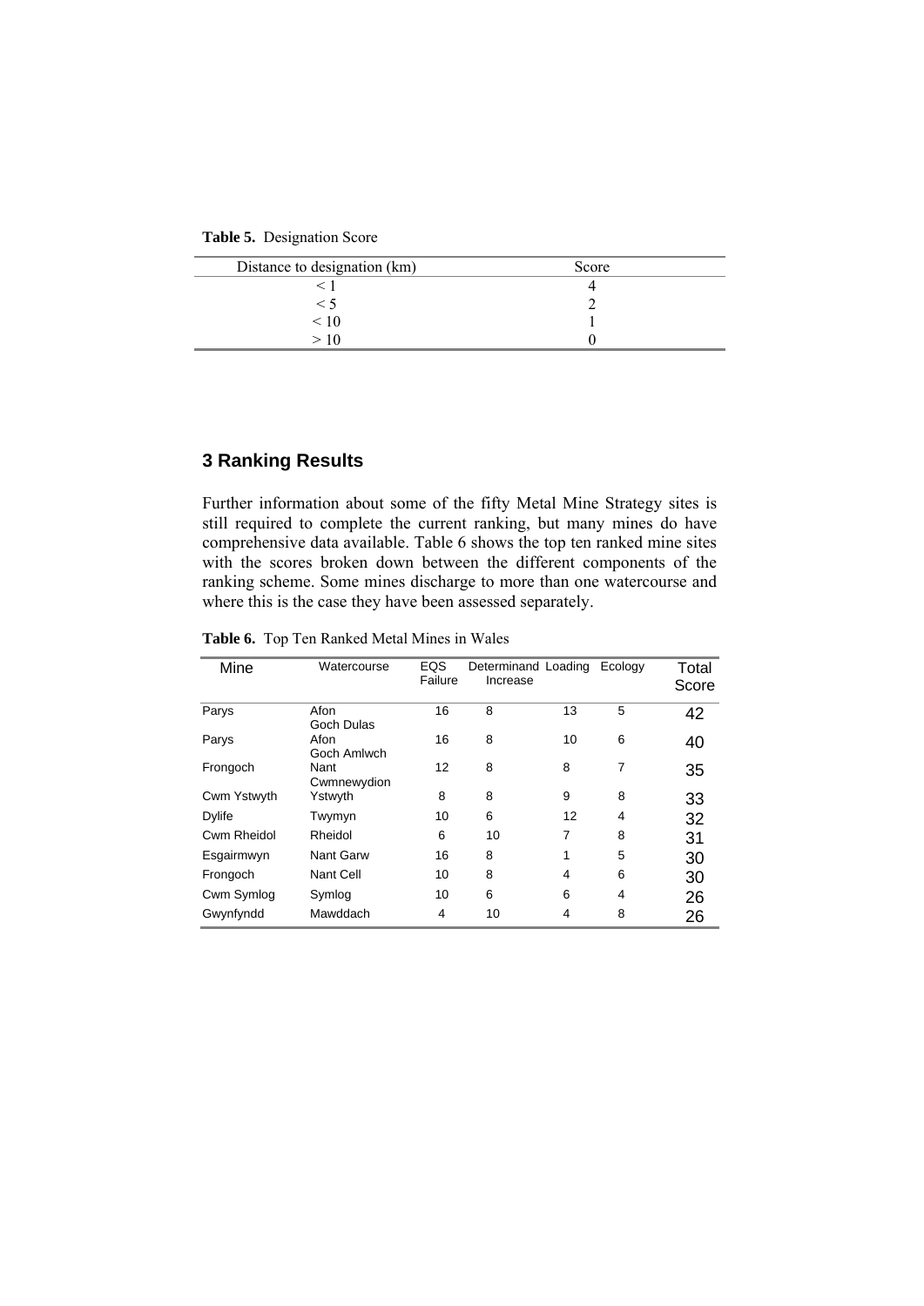**Table 5.** Designation Score

| Distance to designation (km) | Score |
|---|---|
| < 1 | 4 |
| < 5 | 2 |
| < 10 | 1 |
| > 10 | 0 |

## 3 Ranking Results

Further information about some of the fifty Metal Mine Strategy sites is still required to complete the current ranking, but many mines do have comprehensive data available. Table 6 shows the top ten ranked mine sites with the scores broken down between the different components of the ranking scheme. Some mines discharge to more than one watercourse and where this is the case they have been assessed separately.

**Table 6.** Top Ten Ranked Metal Mines in Wales

| Mine | Watercourse | EQS Failure | Determinand Increase | Loading | Ecology | Total Score |
|---|---|---|---|---|---|---|
| Parys | Afon Goch Dulas | 16 | 8 | 13 | 5 | 42 |
| Parys | Afon Goch Amlwch | 16 | 8 | 10 | 6 | 40 |
| Frongoch | Nant Cwmnewydion | 12 | 8 | 8 | 7 | 35 |
| Cwm Ystwyth | Ystwyth | 8 | 8 | 9 | 8 | 33 |
| Dylife | Twymyn | 10 | 6 | 12 | 4 | 32 |
| Cwm Rheidol | Rheidol | 6 | 10 | 7 | 8 | 31 |
| Esgairmwyn | Nant Garw | 16 | 8 | 1 | 5 | 30 |
| Frongoch | Nant Cell | 10 | 8 | 4 | 6 | 30 |
| Cwm Symlog | Symlog | 10 | 6 | 6 | 4 | 26 |
| Gwynfyndd | Mawddach | 4 | 10 | 4 | 8 | 26 |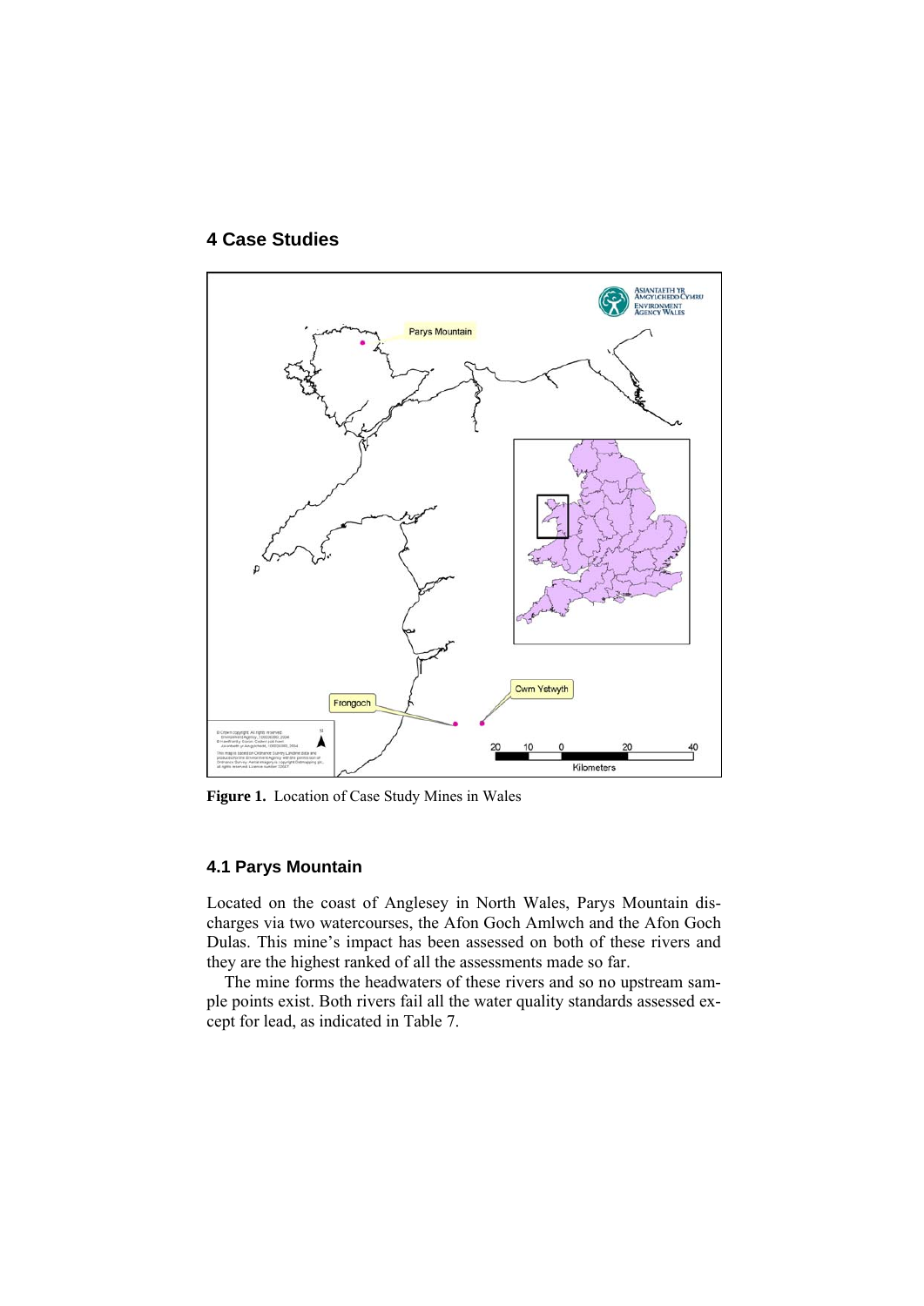## 4 Case Studies

**Figure 1.** Location of Case Study Mines in Wales

### 4.1 Parys Mountain

Located on the coast of Anglesey in North Wales, Parys Mountain discharges via two watercourses, the Afon Goch Amlwch and the Afon Goch Dulas. This mine's impact has been assessed on both of these rivers and they are the highest ranked of all the assessments made so far.

The mine forms the headwaters of these rivers and so no upstream sample points exist. Both rivers fail all the water quality standards assessed except for lead, as indicated in Table 7.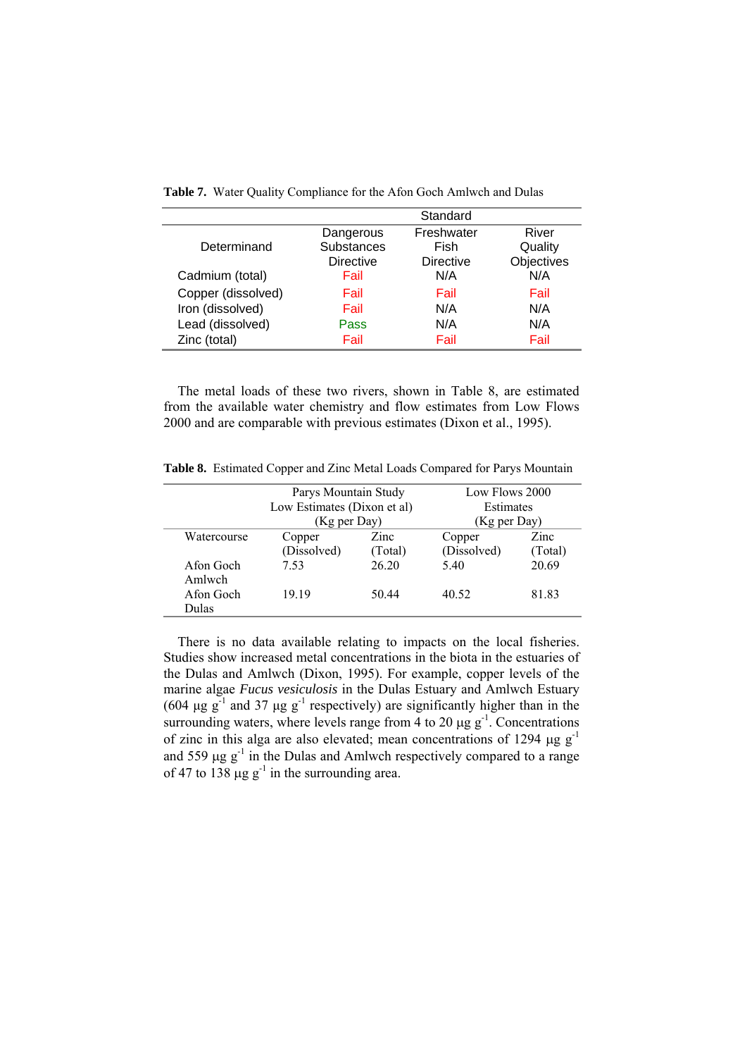**Table 7.** Water Quality Compliance for the Afon Goch Amlwch and Dulas

| Determinand | Standard | | |
|---|---|---|---|
| | Dangerous Substances Directive | Freshwater Fish Directive | River Quality Objectives |
| Cadmium (total) | Fail | N/A | N/A |
| Copper (dissolved) | Fail | Fail | Fail |
| Iron (dissolved) | Fail | N/A | N/A |
| Lead (dissolved) | Pass | N/A | N/A |
| Zinc (total) | Fail | Fail | Fail |

The metal loads of these two rivers, shown in Table 8, are estimated from the available water chemistry and flow estimates from Low Flows 2000 and are comparable with previous estimates (Dixon et al., 1995).

**Table 8.** Estimated Copper and Zinc Metal Loads Compared for Parys Mountain

| | Parys Mountain Study Low Estimates (Dixon et al) (Kg per Day) | | Low Flows 2000 Estimates (Kg per Day) | |
|---|---|---|---|---|
| Watercourse | Copper (Dissolved) | Zinc (Total) | Copper (Dissolved) | Zinc (Total) |
| Afon Goch Amlwch | 7.53 | 26.20 | 5.40 | 20.69 |
| Afon Goch Dulas | 19.19 | 50.44 | 40.52 | 81.83 |

There is no data available relating to impacts on the local fisheries. Studies show increased metal concentrations in the biota in the estuaries of the Dulas and Amlwch (Dixon, 1995). For example, copper levels of the marine algae *Fucus vesiculosis* in the Dulas Estuary and Amlwch Estuary (604 µg $g^{-1}$ and 37 µg $g^{-1}$ respectively) are significantly higher than in the surrounding waters, where levels range from 4 to 20 µg $g^{-1}$. Concentrations of zinc in this alga are also elevated; mean concentrations of 1294 µg $g^{-1}$ and 559 µg $g^{-1}$ in the Dulas and Amlwch respectively compared to a range of 47 to 138 µg $g^{-1}$ in the surrounding area.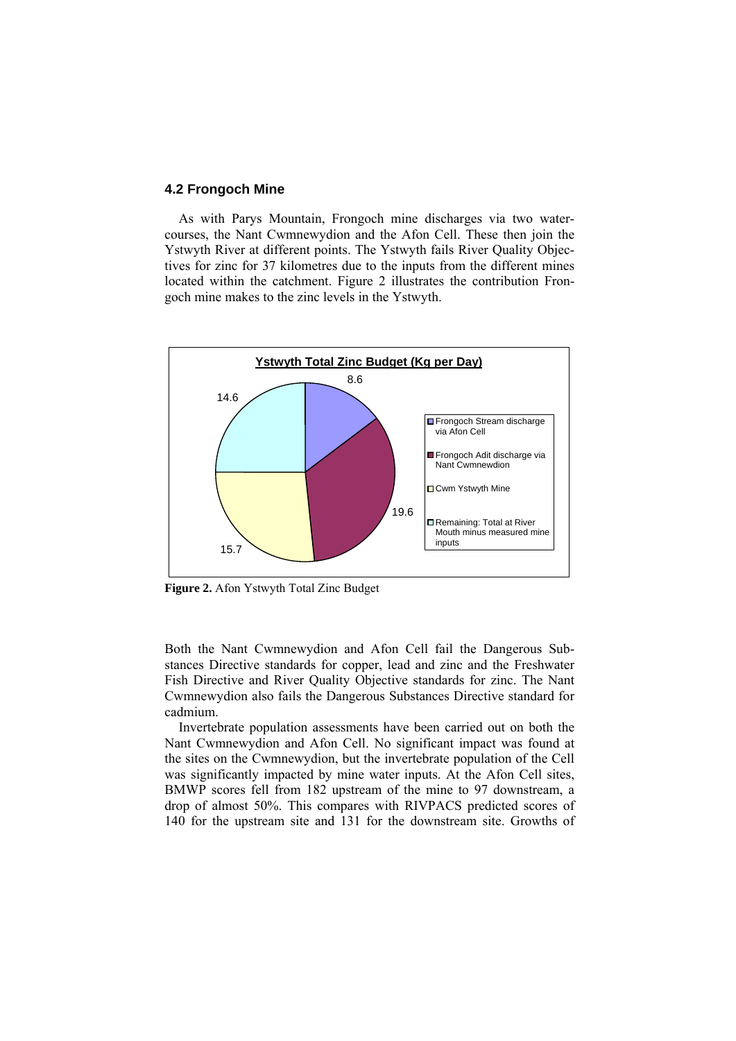### 4.2 Frongoch Mine

As with Parys Mountain, Frongoch mine discharges via two watercourses, the Nant Cwmnewydion and the Afon Cell. These then join the Ystwyth River at different points. The Ystwyth fails River Quality Objectives for zinc for 37 kilometres due to the inputs from the different mines located within the catchment. Figure 2 illustrates the contribution Frongoch mine makes to the zinc levels in the Ystwyth.

**Figure 2.** Afon Ystwyth Total Zinc Budget

Both the Nant Cwmnewydion and Afon Cell fail the Dangerous Substances Directive standards for copper, lead and zinc and the Freshwater Fish Directive and River Quality Objective standards for zinc. The Nant Cwmnewydion also fails the Dangerous Substances Directive standard for cadmium.

Invertebrate population assessments have been carried out on both the Nant Cwmnewydion and Afon Cell. No significant impact was found at the sites on the Cwmnewydion, but the invertebrate population of the Cell was significantly impacted by mine water inputs. At the Afon Cell sites, BMWP scores fell from 182 upstream of the mine to 97 downstream, a drop of almost 50%. This compares with RIVPACS predicted scores of 140 for the upstream site and 131 for the downstream site. Growths of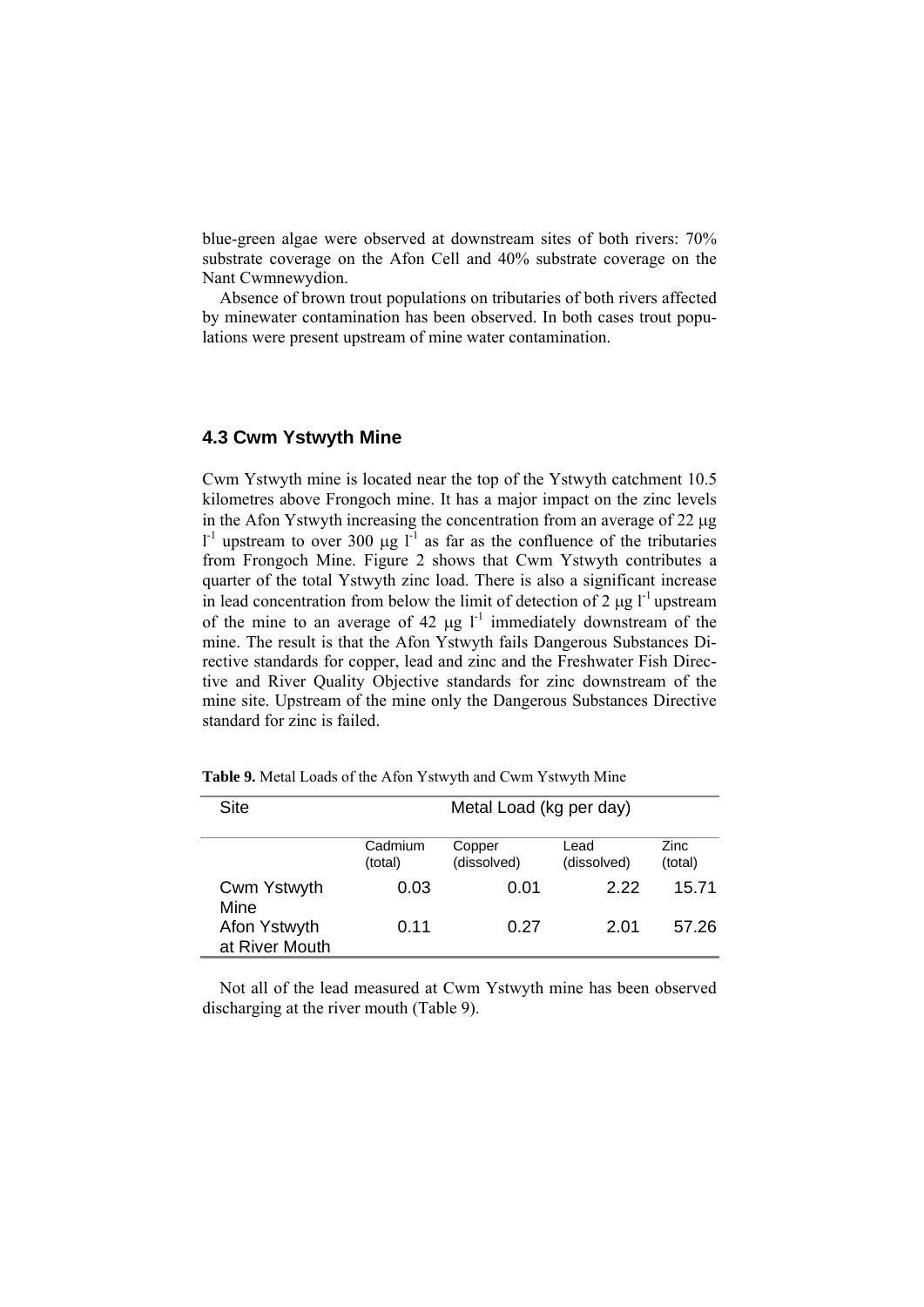blue-green algae were observed at downstream sites of both rivers: 70% substrate coverage on the Afon Cell and 40% substrate coverage on the Nant Cwmnewydion.

Absence of brown trout populations on tributaries of both rivers affected by minewater contamination has been observed. In both cases trout populations were present upstream of mine water contamination.

## 4.3 Cwm Ystwyth Mine

Cwm Ystwyth mine is located near the top of the Ystwyth catchment 10.5 kilometres above Frongoch mine. It has a major impact on the zinc levels in the Afon Ystwyth increasing the concentration from an average of 22 μg $l^{-1}$ upstream to over 300 μg $l^{-1}$ as far as the confluence of the tributaries from Frongoch Mine. Figure 2 shows that Cwm Ystwyth contributes a quarter of the total Ystwyth zinc load. There is also a significant increase in lead concentration from below the limit of detection of 2 μg $l^{-1}$ upstream of the mine to an average of 42 μg $l^{-1}$ immediately downstream of the mine. The result is that the Afon Ystwyth fails Dangerous Substances Directive standards for copper, lead and zinc and the Freshwater Fish Directive and River Quality Objective standards for zinc downstream of the mine site. Upstream of the mine only the Dangerous Substances Directive standard for zinc is failed.

**Table 9.** Metal Loads of the Afon Ystwyth and Cwm Ystwyth Mine

| Site | Metal Load (kg per day) | | | |
|---|---|---|---|---|
| | Cadmium (total) | Copper (dissolved) | Lead (dissolved) | Zinc (total) |
| Cwm Ystwyth Mine | 0.03 | 0.01 | 2.22 | 15.71 |
| Afon Ystwyth at River Mouth | 0.11 | 0.27 | 2.01 | 57.26 |

Not all of the lead measured at Cwm Ystwyth mine has been observed discharging at the river mouth (Table 9).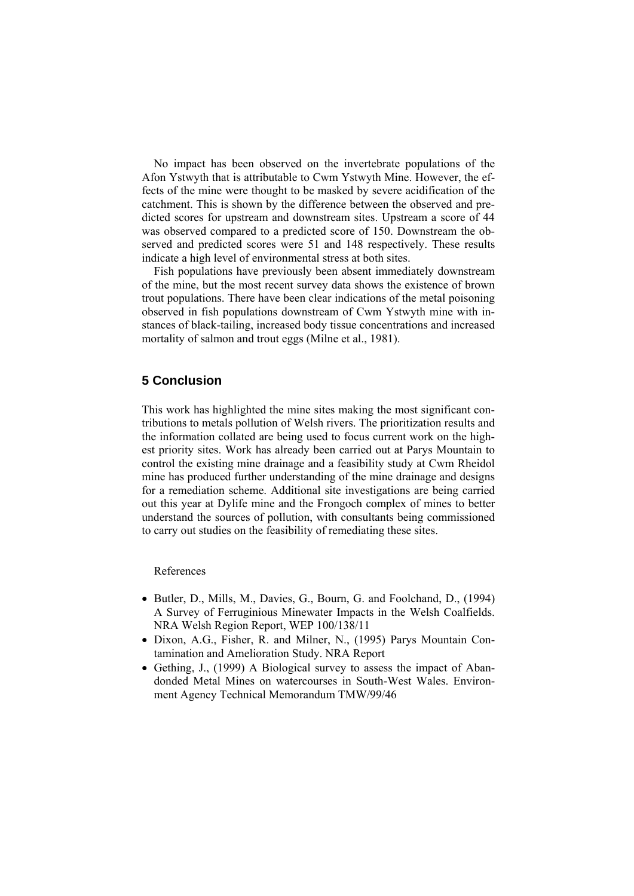No impact has been observed on the invertebrate populations of the Afon Ystwyth that is attributable to Cwm Ystwyth Mine. However, the effects of the mine were thought to be masked by severe acidification of the catchment. This is shown by the difference between the observed and predicted scores for upstream and downstream sites. Upstream a score of 44 was observed compared to a predicted score of 150. Downstream the observed and predicted scores were 51 and 148 respectively. These results indicate a high level of environmental stress at both sites.

Fish populations have previously been absent immediately downstream of the mine, but the most recent survey data shows the existence of brown trout populations. There have been clear indications of the metal poisoning observed in fish populations downstream of Cwm Ystwyth mine with instances of black-tailing, increased body tissue concentrations and increased mortality of salmon and trout eggs (Milne et al., 1981).

## 5 Conclusion

This work has highlighted the mine sites making the most significant contributions to metals pollution of Welsh rivers. The prioritization results and the information collated are being used to focus current work on the highest priority sites. Work has already been carried out at Parys Mountain to control the existing mine drainage and a feasibility study at Cwm Rheidol mine has produced further understanding of the mine drainage and designs for a remediation scheme. Additional site investigations are being carried out this year at Dylife mine and the Frongoch complex of mines to better understand the sources of pollution, with consultants being commissioned to carry out studies on the feasibility of remediating these sites.

References

- Butler, D., Mills, M., Davies, G., Bourn, G. and Foolchand, D., (1994) A Survey of Ferruginious Minewater Impacts in the Welsh Coalfields. NRA Welsh Region Report, WEP 100/138/11
- Dixon, A.G., Fisher, R. and Milner, N., (1995) Parys Mountain Contamination and Amelioration Study. NRA Report
- Gething, J., (1999) A Biological survey to assess the impact of Abandonded Metal Mines on watercourses in South-West Wales. Environment Agency Technical Memorandum TMW/99/46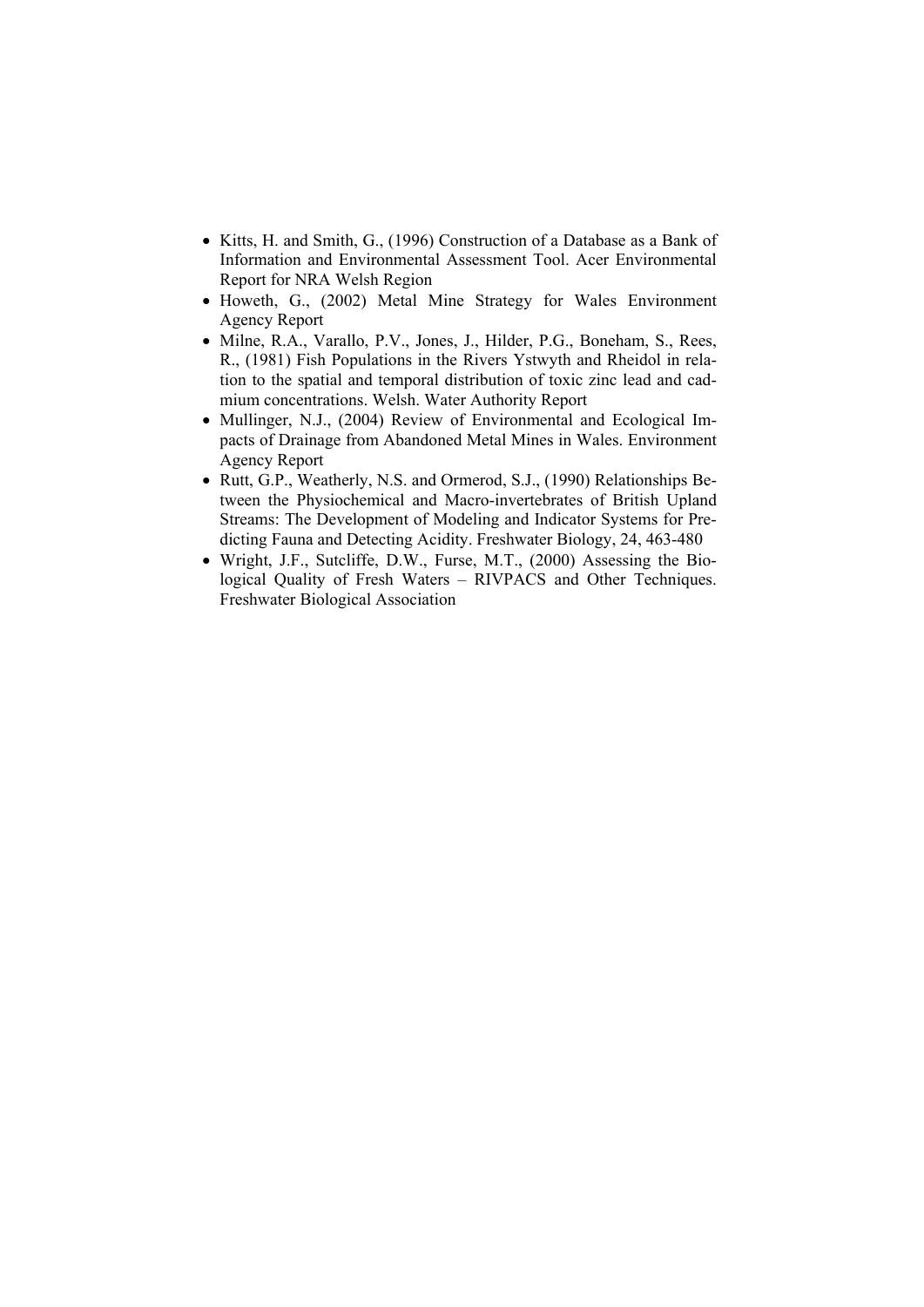- Kitts, H. and Smith, G., (1996) Construction of a Database as a Bank of Information and Environmental Assessment Tool. Acer Environmental Report for NRA Welsh Region
- Howeth, G., (2002) Metal Mine Strategy for Wales Environment Agency Report
- Milne, R.A., Varallo, P.V., Jones, J., Hilder, P.G., Boneham, S., Rees, R., (1981) Fish Populations in the Rivers Ystwyth and Rheidol in relation to the spatial and temporal distribution of toxic zinc lead and cadmium concentrations. Welsh. Water Authority Report
- Mullinger, N.J., (2004) Review of Environmental and Ecological Impacts of Drainage from Abandoned Metal Mines in Wales. Environment Agency Report
- Rutt, G.P., Weatherly, N.S. and Ormerod, S.J., (1990) Relationships Between the Physiochemical and Macro-invertebrates of British Upland Streams: The Development of Modeling and Indicator Systems for Predicting Fauna and Detecting Acidity. Freshwater Biology, 24, 463-480
- Wright, J.F., Sutcliffe, D.W., Furse, M.T., (2000) Assessing the Biological Quality of Fresh Waters – RIVPACS and Other Techniques. Freshwater Biological Association